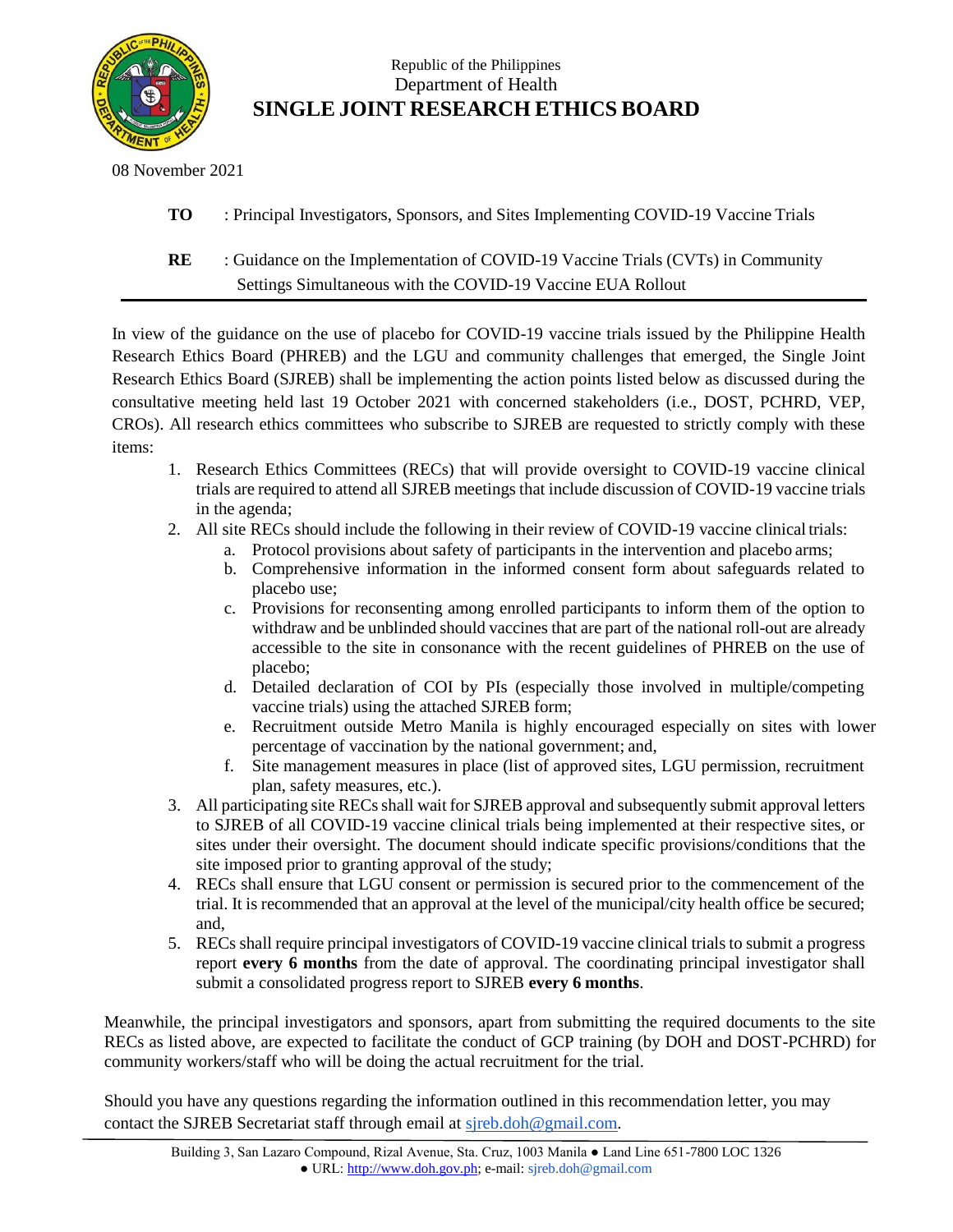Republic of the Philippines
Department of Health
# SINGLE JOINT RESEARCH ETHICS BOARD

08 November 2021

**TO** : Principal Investigators, Sponsors, and Sites Implementing COVID-19 Vaccine Trials

**RE** : Guidance on the Implementation of COVID-19 Vaccine Trials (CVTs) in Community Settings Simultaneous with the COVID-19 Vaccine EUA Rollout

---

In view of the guidance on the use of placebo for COVID-19 vaccine trials issued by the Philippine Health Research Ethics Board (PHREB) and the LGU and community challenges that emerged, the Single Joint Research Ethics Board (SJREB) shall be implementing the action points listed below as discussed during the consultative meeting held last 19 October 2021 with concerned stakeholders (i.e., DOST, PCHRD, VEP, CROs). All research ethics committees who subscribe to SJREB are requested to strictly comply with these items:

1. Research Ethics Committees (RECs) that will provide oversight to COVID-19 vaccine clinical trials are required to attend all SJREB meetings that include discussion of COVID-19 vaccine trials in the agenda;
2. All site RECs should include the following in their review of COVID-19 vaccine clinical trials:
   a. Protocol provisions about safety of participants in the intervention and placebo arms;
   b. Comprehensive information in the informed consent form about safeguards related to placebo use;
   c. Provisions for reconsenting among enrolled participants to inform them of the option to withdraw and be unblinded should vaccines that are part of the national roll-out are already accessible to the site in consonance with the recent guidelines of PHREB on the use of placebo;
   d. Detailed declaration of COI by PIs (especially those involved in multiple/competing vaccine trials) using the attached SJREB form;
   e. Recruitment outside Metro Manila is highly encouraged especially on sites with lower percentage of vaccination by the national government; and,
   f. Site management measures in place (list of approved sites, LGU permission, recruitment plan, safety measures, etc.).
3. All participating site RECs shall wait for SJREB approval and subsequently submit approval letters to SJREB of all COVID-19 vaccine clinical trials being implemented at their respective sites, or sites under their oversight. The document should indicate specific provisions/conditions that the site imposed prior to granting approval of the study;
4. RECs shall ensure that LGU consent or permission is secured prior to the commencement of the trial. It is recommended that an approval at the level of the municipal/city health office be secured; and,
5. RECs shall require principal investigators of COVID-19 vaccine clinical trials to submit a progress report **every 6 months** from the date of approval. The coordinating principal investigator shall submit a consolidated progress report to SJREB **every 6 months**.

Meanwhile, the principal investigators and sponsors, apart from submitting the required documents to the site RECs as listed above, are expected to facilitate the conduct of GCP training (by DOH and DOST-PCHRD) for community workers/staff who will be doing the actual recruitment for the trial.

Should you have any questions regarding the information outlined in this recommendation letter, you may contact the SJREB Secretariat staff through email at sjreb.doh@gmail.com.

---

Building 3, San Lazaro Compound, Rizal Avenue, Sta. Cruz, 1003 Manila ● Land Line 651-7800 LOC 1326
● URL: http://www.doh.gov.ph; e-mail: sjreb.doh@gmail.com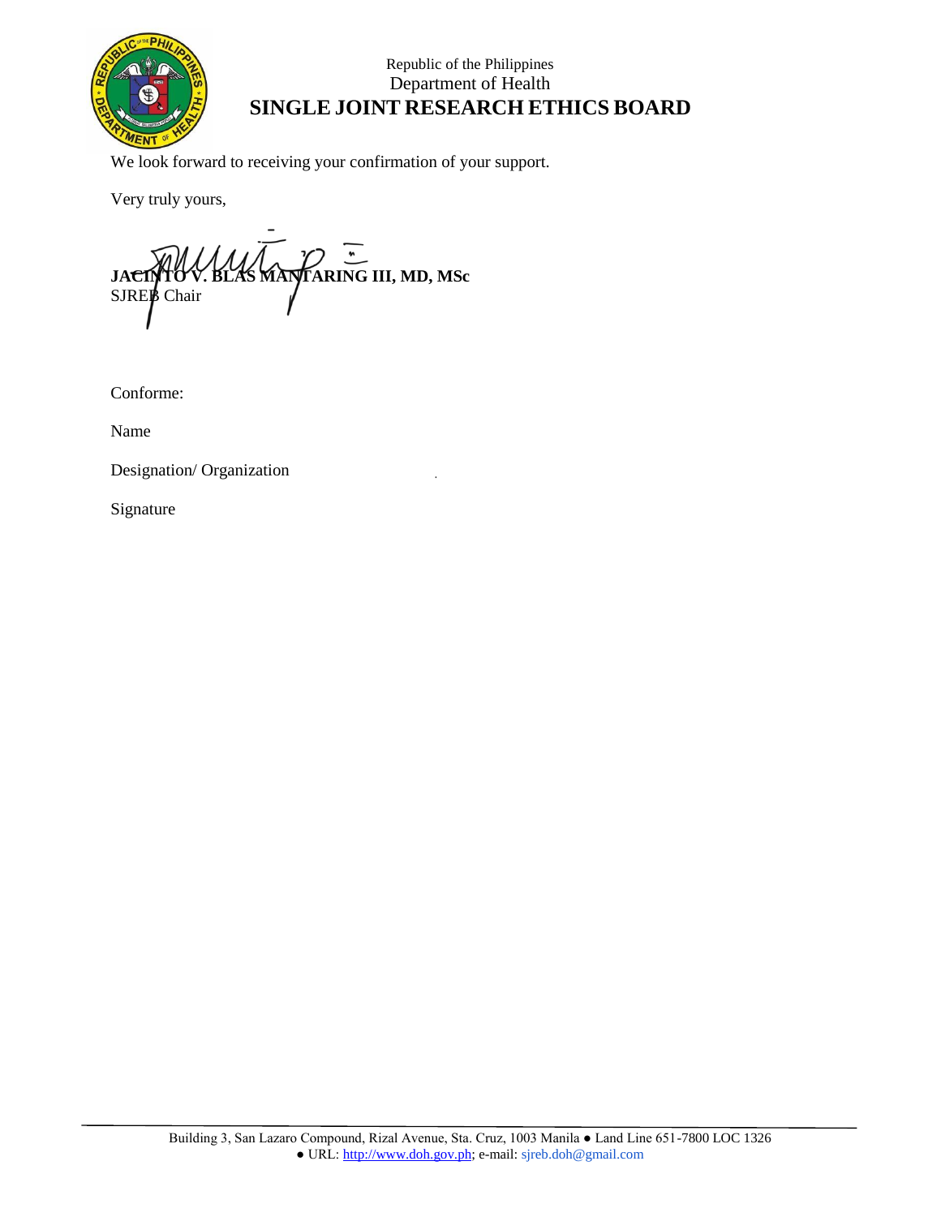Republic of the Philippines
Department of Health
**SINGLE JOINT RESEARCH ETHICS BOARD**

We look forward to receiving your confirmation of your support.

Very truly yours,

**JACINTO V. BLAS MANTARING III, MD, MSc**
SJREB Chair

Conforme:

Name

Designation/ Organization

Signature

Building 3, San Lazaro Compound, Rizal Avenue, Sta. Cruz, 1003 Manila ● Land Line 651-7800 LOC 1326
● URL: http://www.doh.gov.ph; e-mail: sjreb.doh@gmail.com